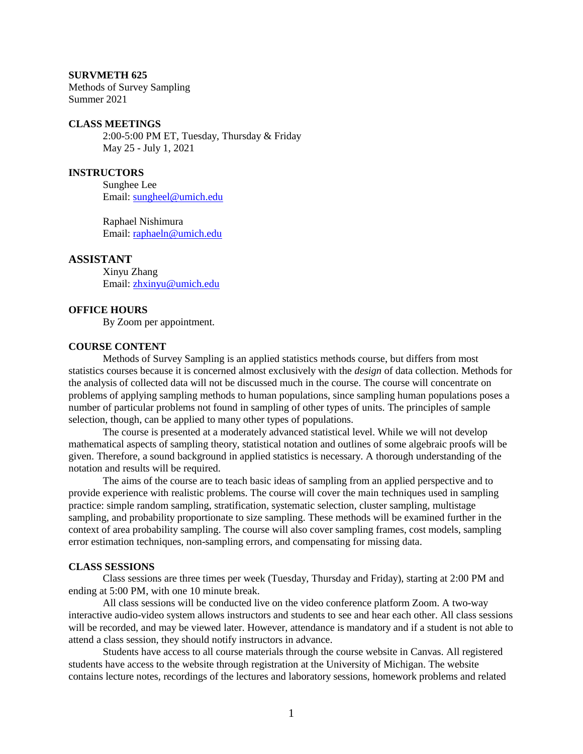**SURVMETH 625**
Methods of Survey Sampling
Summer 2021

**CLASS MEETINGS**

2:00-5:00 PM ET, Tuesday, Thursday & Friday
May 25 - July 1, 2021

**INSTRUCTORS**

Sunghee Lee
Email: sungheel@umich.edu

Raphael Nishimura
Email: raphaeln@umich.edu

**ASSISTANT**

Xinyu Zhang
Email: zhxinyu@umich.edu

**OFFICE HOURS**

By Zoom per appointment.

**COURSE CONTENT**

Methods of Survey Sampling is an applied statistics methods course, but differs from most statistics courses because it is concerned almost exclusively with the *design* of data collection. Methods for the analysis of collected data will not be discussed much in the course. The course will concentrate on problems of applying sampling methods to human populations, since sampling human populations poses a number of particular problems not found in sampling of other types of units. The principles of sample selection, though, can be applied to many other types of populations.

The course is presented at a moderately advanced statistical level. While we will not develop mathematical aspects of sampling theory, statistical notation and outlines of some algebraic proofs will be given. Therefore, a sound background in applied statistics is necessary. A thorough understanding of the notation and results will be required.

The aims of the course are to teach basic ideas of sampling from an applied perspective and to provide experience with realistic problems. The course will cover the main techniques used in sampling practice: simple random sampling, stratification, systematic selection, cluster sampling, multistage sampling, and probability proportionate to size sampling. These methods will be examined further in the context of area probability sampling. The course will also cover sampling frames, cost models, sampling error estimation techniques, non-sampling errors, and compensating for missing data.

**CLASS SESSIONS**

Class sessions are three times per week (Tuesday, Thursday and Friday), starting at 2:00 PM and ending at 5:00 PM, with one 10 minute break.

All class sessions will be conducted live on the video conference platform Zoom. A two-way interactive audio-video system allows instructors and students to see and hear each other. All class sessions will be recorded, and may be viewed later. However, attendance is mandatory and if a student is not able to attend a class session, they should notify instructors in advance.

Students have access to all course materials through the course website in Canvas. All registered students have access to the website through registration at the University of Michigan. The website contains lecture notes, recordings of the lectures and laboratory sessions, homework problems and related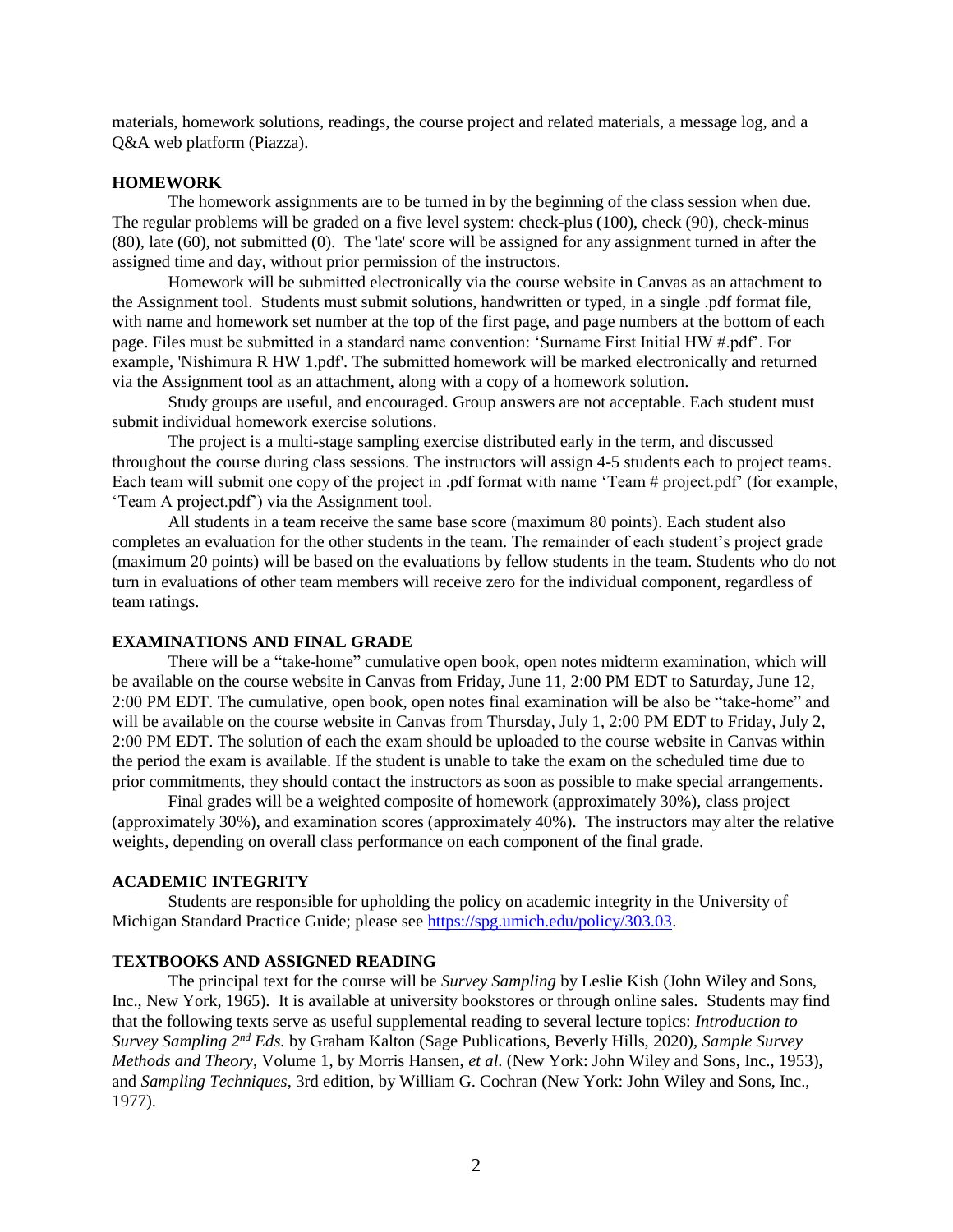materials, homework solutions, readings, the course project and related materials, a message log, and a Q&A web platform (Piazza).

## HOMEWORK

The homework assignments are to be turned in by the beginning of the class session when due. The regular problems will be graded on a five level system: check-plus (100), check (90), check-minus (80), late (60), not submitted (0). The 'late' score will be assigned for any assignment turned in after the assigned time and day, without prior permission of the instructors.

Homework will be submitted electronically via the course website in Canvas as an attachment to the Assignment tool. Students must submit solutions, handwritten or typed, in a single .pdf format file, with name and homework set number at the top of the first page, and page numbers at the bottom of each page. Files must be submitted in a standard name convention: 'Surname First Initial HW #.pdf'. For example, 'Nishimura R HW 1.pdf'. The submitted homework will be marked electronically and returned via the Assignment tool as an attachment, along with a copy of a homework solution.

Study groups are useful, and encouraged. Group answers are not acceptable. Each student must submit individual homework exercise solutions.

The project is a multi-stage sampling exercise distributed early in the term, and discussed throughout the course during class sessions. The instructors will assign 4-5 students each to project teams. Each team will submit one copy of the project in .pdf format with name 'Team # project.pdf' (for example, 'Team A project.pdf') via the Assignment tool.

All students in a team receive the same base score (maximum 80 points). Each student also completes an evaluation for the other students in the team. The remainder of each student's project grade (maximum 20 points) will be based on the evaluations by fellow students in the team. Students who do not turn in evaluations of other team members will receive zero for the individual component, regardless of team ratings.

## EXAMINATIONS AND FINAL GRADE

There will be a "take-home" cumulative open book, open notes midterm examination, which will be available on the course website in Canvas from Friday, June 11, 2:00 PM EDT to Saturday, June 12, 2:00 PM EDT. The cumulative, open book, open notes final examination will be also be "take-home" and will be available on the course website in Canvas from Thursday, July 1, 2:00 PM EDT to Friday, July 2, 2:00 PM EDT. The solution of each the exam should be uploaded to the course website in Canvas within the period the exam is available. If the student is unable to take the exam on the scheduled time due to prior commitments, they should contact the instructors as soon as possible to make special arrangements.

Final grades will be a weighted composite of homework (approximately 30%), class project (approximately 30%), and examination scores (approximately 40%). The instructors may alter the relative weights, depending on overall class performance on each component of the final grade.

## ACADEMIC INTEGRITY

Students are responsible for upholding the policy on academic integrity in the University of Michigan Standard Practice Guide; please see https://spg.umich.edu/policy/303.03.

## TEXTBOOKS AND ASSIGNED READING

The principal text for the course will be *Survey Sampling* by Leslie Kish (John Wiley and Sons, Inc., New York, 1965). It is available at university bookstores or through online sales. Students may find that the following texts serve as useful supplemental reading to several lecture topics: *Introduction to Survey Sampling 2nd Eds.* by Graham Kalton (Sage Publications, Beverly Hills, 2020), *Sample Survey Methods and Theory*, Volume 1, by Morris Hansen, *et al.* (New York: John Wiley and Sons, Inc., 1953), and *Sampling Techniques*, 3rd edition, by William G. Cochran (New York: John Wiley and Sons, Inc., 1977).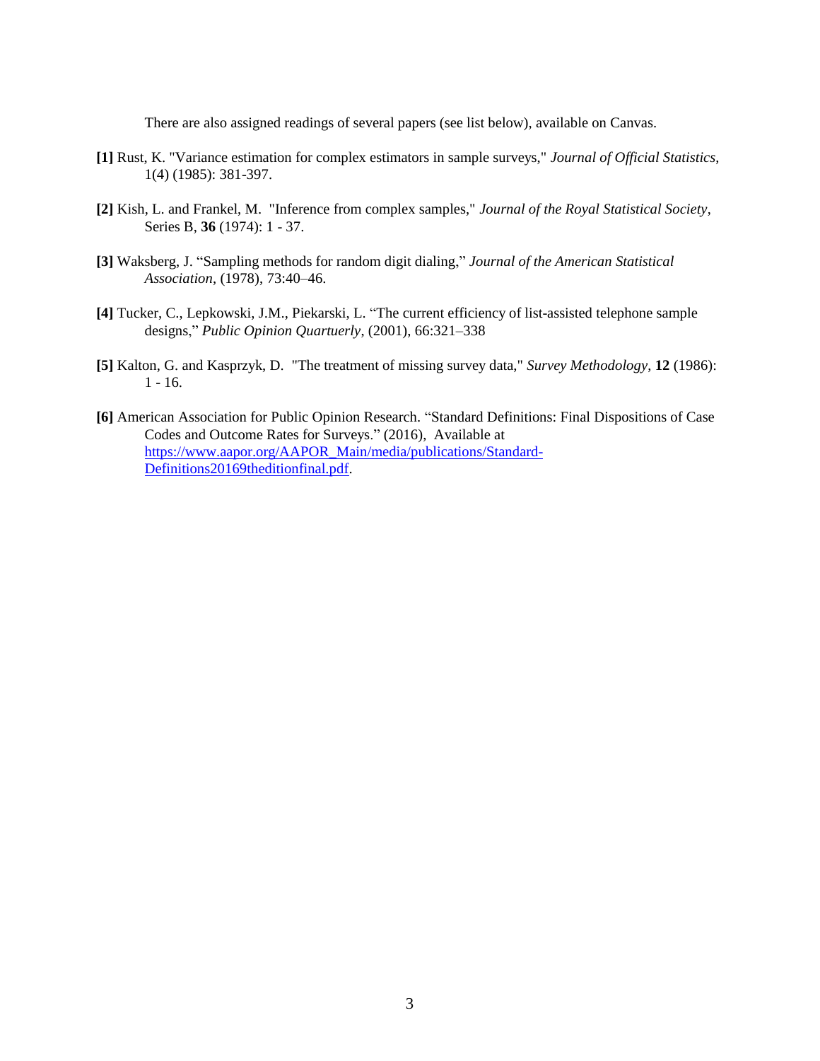There are also assigned readings of several papers (see list below), available on Canvas.

**[1]** Rust, K. "Variance estimation for complex estimators in sample surveys," *Journal of Official Statistics*, 1(4) (1985): 381-397.

**[2]** Kish, L. and Frankel, M. "Inference from complex samples," *Journal of the Royal Statistical Society*, Series B, **36** (1974): 1 - 37.

**[3]** Waksberg, J. "Sampling methods for random digit dialing," *Journal of the American Statistical Association*, (1978), 73:40–46.

**[4]** Tucker, C., Lepkowski, J.M., Piekarski, L. "The current efficiency of list-assisted telephone sample designs," *Public Opinion Quartuerly*, (2001), 66:321–338

**[5]** Kalton, G. and Kasprzyk, D. "The treatment of missing survey data," *Survey Methodology*, **12** (1986): 1 - 16.

**[6]** American Association for Public Opinion Research. "Standard Definitions: Final Dispositions of Case Codes and Outcome Rates for Surveys." (2016), Available at [https://www.aapor.org/AAPOR_Main/media/publications/Standard-Definitions20169theditionfinal.pdf](https://www.aapor.org/AAPOR_Main/media/publications/Standard-Definitions20169theditionfinal.pdf).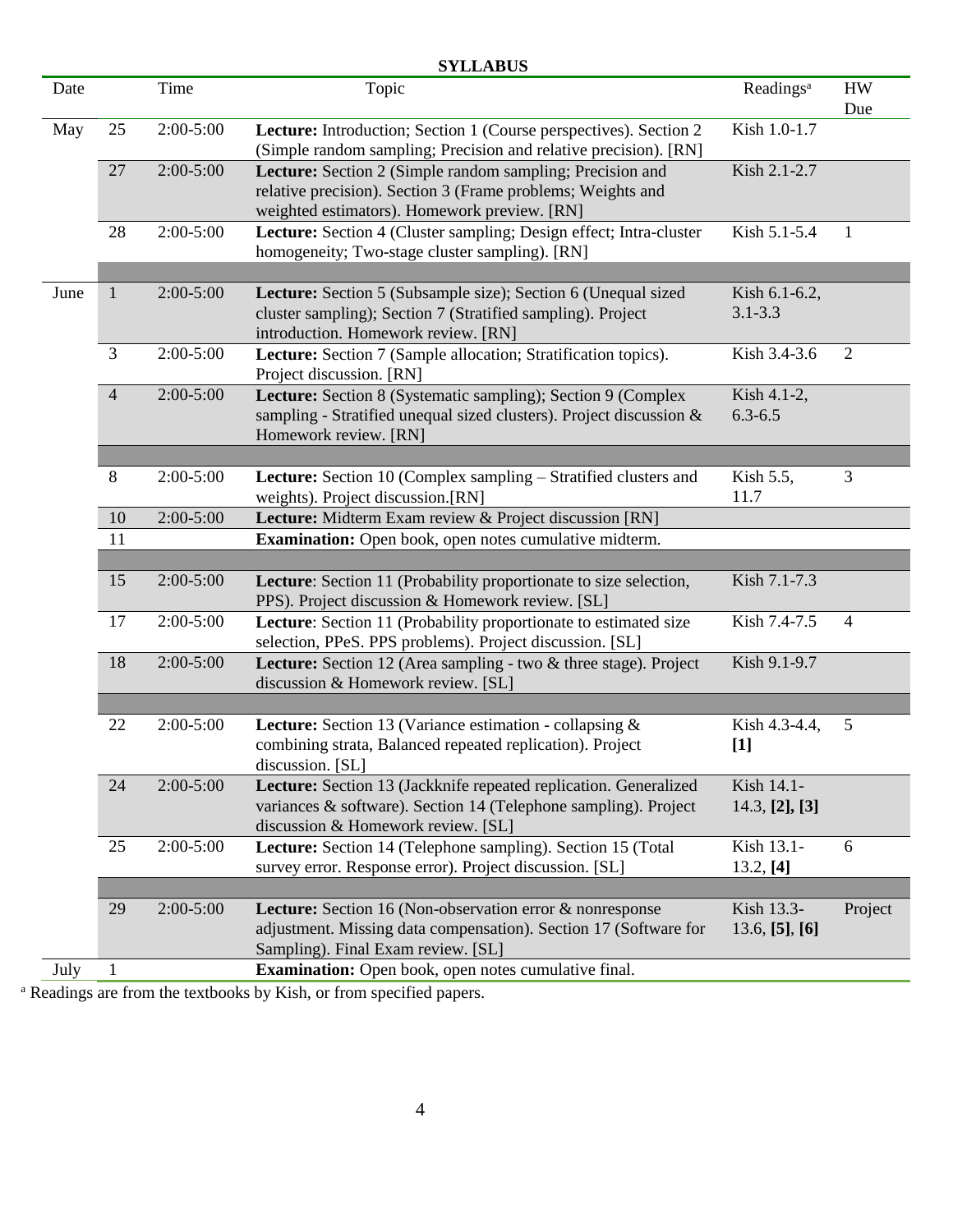**SYLLABUS**

| Date | | Time | Topic | Readings[a] | HW Due |
|---|---|---|---|---|---|
| May | 25 | 2:00-5:00 | **Lecture:** Introduction; Section 1 (Course perspectives). Section 2 (Simple random sampling; Precision and relative precision). [RN] | Kish 1.0-1.7 | |
| | 27 | 2:00-5:00 | **Lecture:** Section 2 (Simple random sampling; Precision and relative precision). Section 3 (Frame problems; Weights and weighted estimators). Homework preview. [RN] | Kish 2.1-2.7 | |
| | 28 | 2:00-5:00 | **Lecture:** Section 4 (Cluster sampling; Design effect; Intra-cluster homogeneity; Two-stage cluster sampling). [RN] | Kish 5.1-5.4 | 1 |
| | | | | | |
| June | 1 | 2:00-5:00 | **Lecture:** Section 5 (Subsample size); Section 6 (Unequal sized cluster sampling); Section 7 (Stratified sampling). Project introduction. Homework review. [RN] | Kish 6.1-6.2, 3.1-3.3 | |
| | 3 | 2:00-5:00 | **Lecture:** Section 7 (Sample allocation; Stratification topics). Project discussion. [RN] | Kish 3.4-3.6 | 2 |
| | 4 | 2:00-5:00 | **Lecture:** Section 8 (Systematic sampling); Section 9 (Complex sampling - Stratified unequal sized clusters). Project discussion & Homework review. [RN] | Kish 4.1-2, 6.3-6.5 | |
| | | | | | |
| | 8 | 2:00-5:00 | **Lecture:** Section 10 (Complex sampling – Stratified clusters and weights). Project discussion.[RN] | Kish 5.5, 11.7 | 3 |
| | 10 | 2:00-5:00 | **Lecture:** Midterm Exam review & Project discussion [RN] | | |
| | 11 | | **Examination:** Open book, open notes cumulative midterm. | | |
| | | | | | |
| | 15 | 2:00-5:00 | **Lecture**: Section 11 (Probability proportionate to size selection, PPS). Project discussion & Homework review. [SL] | Kish 7.1-7.3 | |
| | 17 | 2:00-5:00 | **Lecture**: Section 11 (Probability proportionate to estimated size selection, PPeS. PPS problems). Project discussion. [SL] | Kish 7.4-7.5 | 4 |
| | 18 | 2:00-5:00 | **Lecture:** Section 12 (Area sampling - two & three stage). Project discussion & Homework review. [SL] | Kish 9.1-9.7 | |
| | | | | | |
| | 22 | 2:00-5:00 | **Lecture:** Section 13 (Variance estimation - collapsing & combining strata, Balanced repeated replication). Project discussion. [SL] | Kish 4.3-4.4, **[1]** | 5 |
| | 24 | 2:00-5:00 | **Lecture:** Section 13 (Jackknife repeated replication. Generalized variances & software). Section 14 (Telephone sampling). Project discussion & Homework review. [SL] | Kish 14.1-14.3, **[2]**, **[3]** | |
| | 25 | 2:00-5:00 | **Lecture:** Section 14 (Telephone sampling). Section 15 (Total survey error. Response error). Project discussion. [SL] | Kish 13.1-13.2, **[4]** | 6 |
| | | | | | |
| | 29 | 2:00-5:00 | **Lecture:** Section 16 (Non-observation error & nonresponse adjustment. Missing data compensation). Section 17 (Software for Sampling). Final Exam review. [SL] | Kish 13.3-13.6, **[5]**, **[6]** | Project |
| July | 1 | | **Examination:** Open book, open notes cumulative final. | | |

[a] Readings are from the textbooks by Kish, or from specified papers.